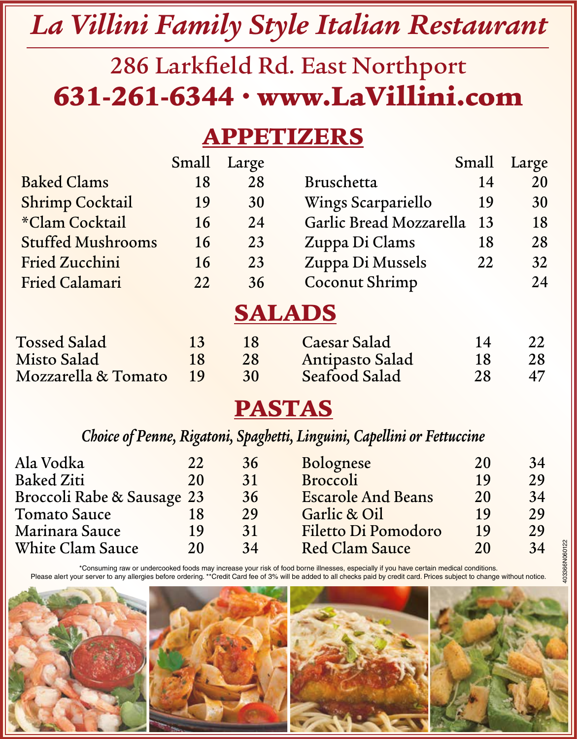# La Villini Family Style Italian Restaurant

## 286 Larkfield Rd. East Northport

## 631-261-6344 • www.LaVillini.com

## APPETIZERS

| | Small | Large |
|---|---|---|
| Baked Clams | 18 | 28 |
| Shrimp Cocktail | 19 | 30 |
| *Clam Cocktail | 16 | 24 |
| Stuffed Mushrooms | 16 | 23 |
| Fried Zucchini | 16 | 23 |
| Fried Calamari | 22 | 36 |
| Bruschetta | 14 | 20 |
| Wings Scarpariello | 19 | 30 |
| Garlic Bread Mozzarella | 13 | 18 |
| Zuppa Di Clams | 18 | 28 |
| Zuppa Di Mussels | 22 | 32 |
| Coconut Shrimp | | 24 |

## SALADS

| | Small | Large |
|---|---|---|
| Tossed Salad | 13 | 18 |
| Misto Salad | 18 | 28 |
| Mozzarella & Tomato | 19 | 30 |
| Caesar Salad | 14 | 22 |
| Antipasto Salad | 18 | 28 |
| Seafood Salad | 28 | 47 |

## PASTAS

*Choice of Penne, Rigatoni, Spaghetti, Linguini, Capellini or Fettuccine*

| | Small | Large |
|---|---|---|
| Ala Vodka | 22 | 36 |
| Baked Ziti | 20 | 31 |
| Broccoli Rabe & Sausage | 23 | 36 |
| Tomato Sauce | 18 | 29 |
| Marinara Sauce | 19 | 31 |
| White Clam Sauce | 20 | 34 |
| Bolognese | 20 | 34 |
| Broccoli | 19 | 29 |
| Escarole And Beans | 20 | 34 |
| Garlic & Oil | 19 | 29 |
| Filetto Di Pomodoro | 19 | 29 |
| Red Clam Sauce | 20 | 34 |

*Consuming raw or undercooked foods may increase your risk of food borne illnesses, especially if you have certain medical conditions.
Please alert your server to any allergies before ordering. **Credit Card fee of 3% will be added to all checks paid by credit card. Prices subject to change without notice.

403366N060122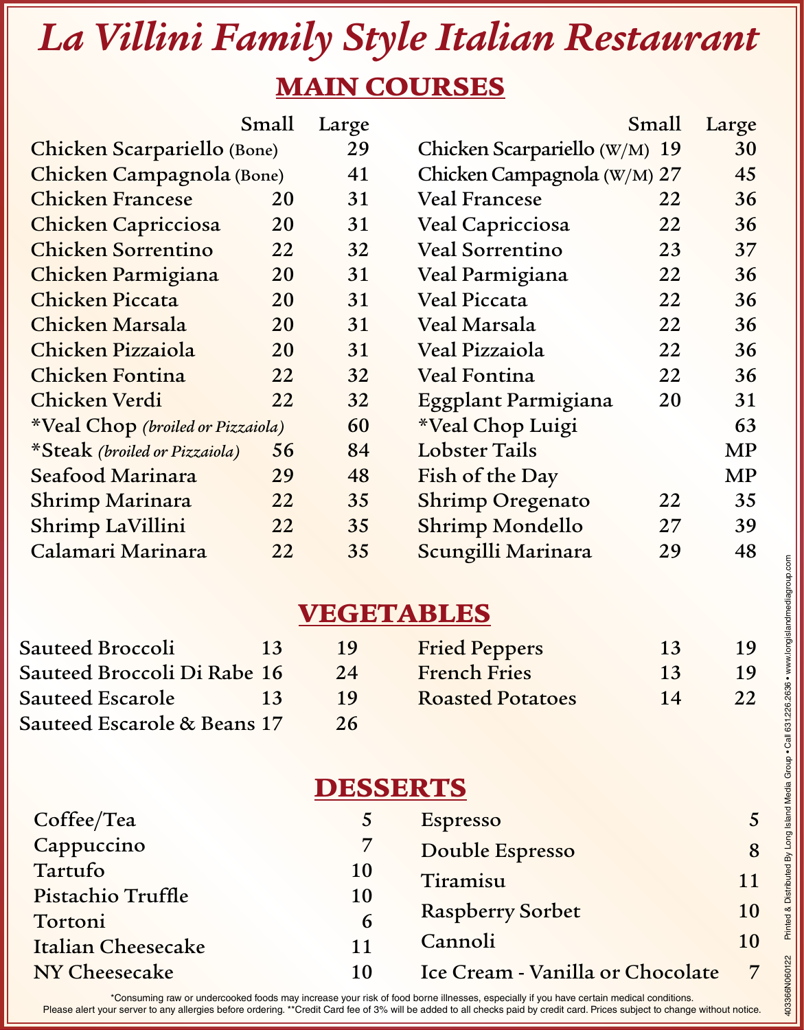# La Villini Family Style Italian Restaurant

## MAIN COURSES

| | Small | Large |
|---|---|---|
| Chicken Scarpariello (Bone) | | 29 |
| Chicken Campagnola (Bone) | | 41 |
| Chicken Francese | 20 | 31 |
| Chicken Capricciosa | 20 | 31 |
| Chicken Sorrentino | 22 | 32 |
| Chicken Parmigiana | 20 | 31 |
| Chicken Piccata | 20 | 31 |
| Chicken Marsala | 20 | 31 |
| Chicken Pizzaiola | 20 | 31 |
| Chicken Fontina | 22 | 32 |
| Chicken Verdi | 22 | 32 |
| *Veal Chop *(broiled or Pizzaiola)* | | 60 |
| *Steak *(broiled or Pizzaiola)* | 56 | 84 |
| Seafood Marinara | 29 | 48 |
| Shrimp Marinara | 22 | 35 |
| Shrimp LaVillini | 22 | 35 |
| Calamari Marinara | 22 | 35 |
| Chicken Scarpariello (W/M) | 19 | 30 |
| Chicken Campagnola (W/M) | 27 | 45 |
| Veal Francese | 22 | 36 |
| Veal Capricciosa | 22 | 36 |
| Veal Sorrentino | 23 | 37 |
| Veal Parmigiana | 22 | 36 |
| Veal Piccata | 22 | 36 |
| Veal Marsala | 22 | 36 |
| Veal Pizzaiola | 22 | 36 |
| Veal Fontina | 22 | 36 |
| Eggplant Parmigiana | 20 | 31 |
| *Veal Chop Luigi | | 63 |
| Lobster Tails | | MP |
| Fish of the Day | | MP |
| Shrimp Oregenato | 22 | 35 |
| Shrimp Mondello | 27 | 39 |
| Scungilli Marinara | 29 | 48 |

## VEGETABLES

| | Small | Large |
|---|---|---|
| Sauteed Broccoli | 13 | 19 |
| Sauteed Broccoli Di Rabe | 16 | 24 |
| Sauteed Escarole | 13 | 19 |
| Sauteed Escarole & Beans | 17 | 26 |
| Fried Peppers | 13 | 19 |
| French Fries | 13 | 19 |
| Roasted Potatoes | 14 | 22 |

## DESSERTS

| | |
|---|---|
| Coffee/Tea | 5 |
| Cappuccino | 7 |
| Tartufo | 10 |
| Pistachio Truffle | 10 |
| Tortoni | 6 |
| Italian Cheesecake | 11 |
| NY Cheesecake | 10 |
| Espresso | 5 |
| Double Espresso | 8 |
| Tiramisu | 11 |
| Raspberry Sorbet | 10 |
| Cannoli | 10 |
| Ice Cream - Vanilla or Chocolate | 7 |

*Consuming raw or undercooked foods may increase your risk of food borne illnesses, especially if you have certain medical conditions.
Please alert your server to any allergies before ordering. **Credit Card fee of 3% will be added to all checks paid by credit card. Prices subject to change without notice.

Printed & Distributed By Long Island Media Group • Call 631.226.2636 • www.longislandmediagroup.com

403366N060122